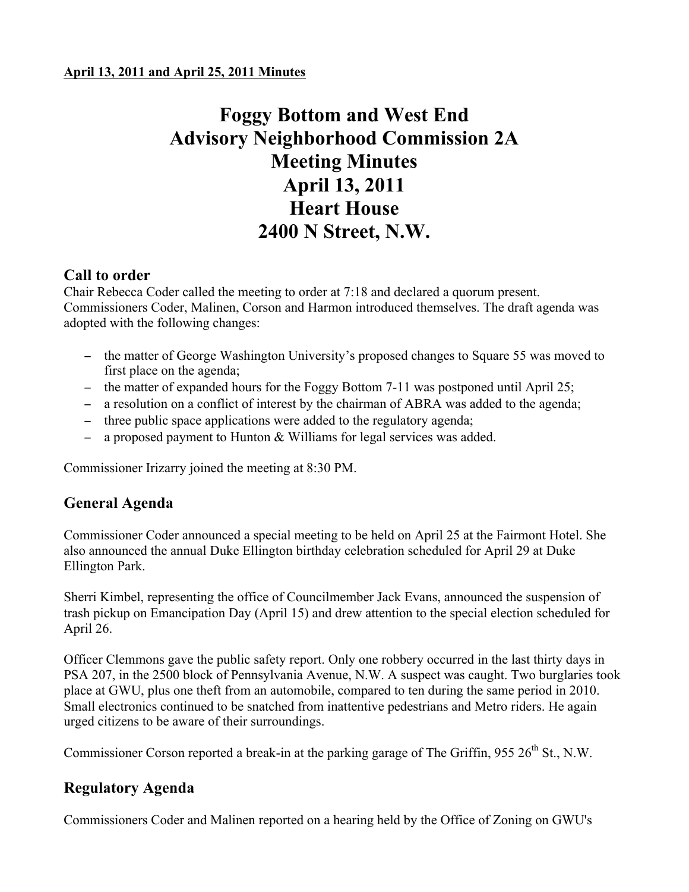**April 13, 2011 and April 25, 2011 Minutes**

# Foggy Bottom and West End Advisory Neighborhood Commission 2A Meeting Minutes April 13, 2011 Heart House 2400 N Street, N.W.

## Call to order

Chair Rebecca Coder called the meeting to order at 7:18 and declared a quorum present. Commissioners Coder, Malinen, Corson and Harmon introduced themselves. The draft agenda was adopted with the following changes:

- the matter of George Washington University's proposed changes to Square 55 was moved to first place on the agenda;
- the matter of expanded hours for the Foggy Bottom 7-11 was postponed until April 25;
- a resolution on a conflict of interest by the chairman of ABRA was added to the agenda;
- three public space applications were added to the regulatory agenda;
- a proposed payment to Hunton & Williams for legal services was added.

Commissioner Irizarry joined the meeting at 8:30 PM.

## General Agenda

Commissioner Coder announced a special meeting to be held on April 25 at the Fairmont Hotel. She also announced the annual Duke Ellington birthday celebration scheduled for April 29 at Duke Ellington Park.

Sherri Kimbel, representing the office of Councilmember Jack Evans, announced the suspension of trash pickup on Emancipation Day (April 15) and drew attention to the special election scheduled for April 26.

Officer Clemmons gave the public safety report. Only one robbery occurred in the last thirty days in PSA 207, in the 2500 block of Pennsylvania Avenue, N.W. A suspect was caught. Two burglaries took place at GWU, plus one theft from an automobile, compared to ten during the same period in 2010. Small electronics continued to be snatched from inattentive pedestrians and Metro riders. He again urged citizens to be aware of their surroundings.

Commissioner Corson reported a break-in at the parking garage of The Griffin, 955 26th St., N.W.

## Regulatory Agenda

Commissioners Coder and Malinen reported on a hearing held by the Office of Zoning on GWU's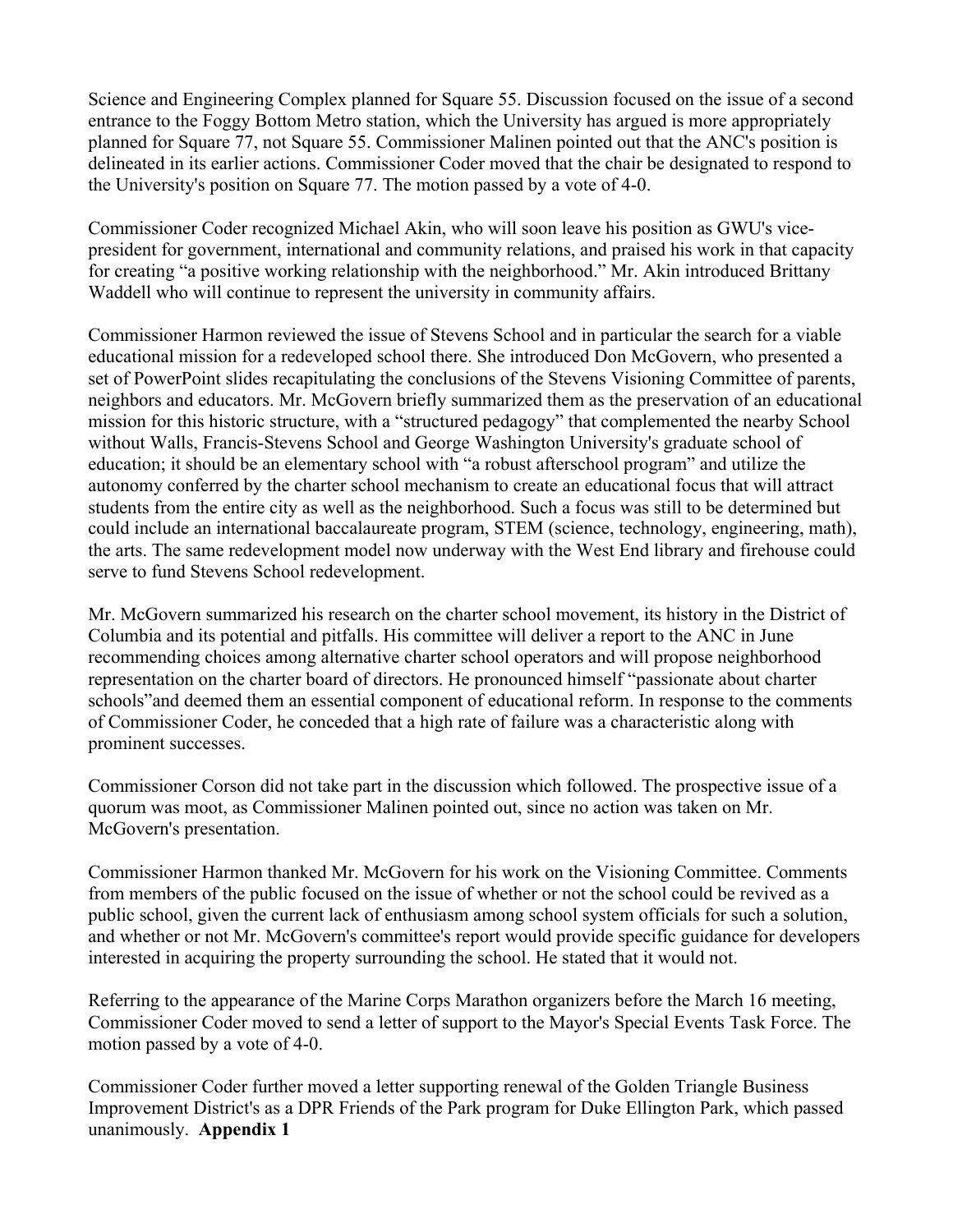Science and Engineering Complex planned for Square 55. Discussion focused on the issue of a second entrance to the Foggy Bottom Metro station, which the University has argued is more appropriately planned for Square 77, not Square 55. Commissioner Malinen pointed out that the ANC's position is delineated in its earlier actions. Commissioner Coder moved that the chair be designated to respond to the University's position on Square 77. The motion passed by a vote of 4-0.

Commissioner Coder recognized Michael Akin, who will soon leave his position as GWU's vice-president for government, international and community relations, and praised his work in that capacity for creating "a positive working relationship with the neighborhood." Mr. Akin introduced Brittany Waddell who will continue to represent the university in community affairs.

Commissioner Harmon reviewed the issue of Stevens School and in particular the search for a viable educational mission for a redeveloped school there. She introduced Don McGovern, who presented a set of PowerPoint slides recapitulating the conclusions of the Stevens Visioning Committee of parents, neighbors and educators. Mr. McGovern briefly summarized them as the preservation of an educational mission for this historic structure, with a "structured pedagogy" that complemented the nearby School without Walls, Francis-Stevens School and George Washington University's graduate school of education; it should be an elementary school with "a robust afterschool program" and utilize the autonomy conferred by the charter school mechanism to create an educational focus that will attract students from the entire city as well as the neighborhood. Such a focus was still to be determined but could include an international baccalaureate program, STEM (science, technology, engineering, math), the arts. The same redevelopment model now underway with the West End library and firehouse could serve to fund Stevens School redevelopment.

Mr. McGovern summarized his research on the charter school movement, its history in the District of Columbia and its potential and pitfalls. His committee will deliver a report to the ANC in June recommending choices among alternative charter school operators and will propose neighborhood representation on the charter board of directors. He pronounced himself "passionate about charter schools"and deemed them an essential component of educational reform. In response to the comments of Commissioner Coder, he conceded that a high rate of failure was a characteristic along with prominent successes.

Commissioner Corson did not take part in the discussion which followed. The prospective issue of a quorum was moot, as Commissioner Malinen pointed out, since no action was taken on Mr. McGovern's presentation.

Commissioner Harmon thanked Mr. McGovern for his work on the Visioning Committee. Comments from members of the public focused on the issue of whether or not the school could be revived as a public school, given the current lack of enthusiasm among school system officials for such a solution, and whether or not Mr. McGovern's committee's report would provide specific guidance for developers interested in acquiring the property surrounding the school. He stated that it would not.

Referring to the appearance of the Marine Corps Marathon organizers before the March 16 meeting, Commissioner Coder moved to send a letter of support to the Mayor's Special Events Task Force. The motion passed by a vote of 4-0.

Commissioner Coder further moved a letter supporting renewal of the Golden Triangle Business Improvement District's as a DPR Friends of the Park program for Duke Ellington Park, which passed unanimously. **Appendix 1**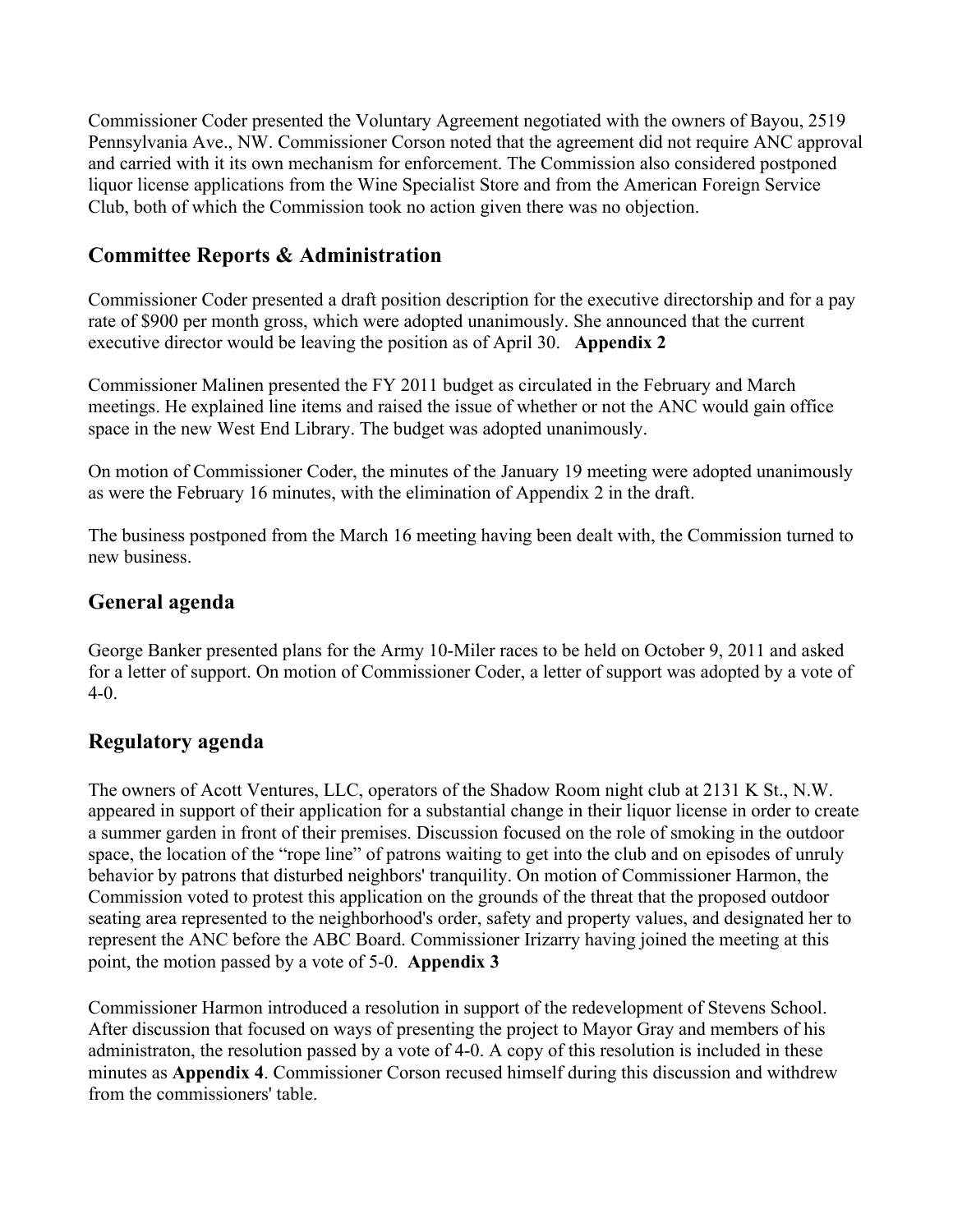Commissioner Coder presented the Voluntary Agreement negotiated with the owners of Bayou, 2519 Pennsylvania Ave., NW. Commissioner Corson noted that the agreement did not require ANC approval and carried with it its own mechanism for enforcement. The Commission also considered postponed liquor license applications from the Wine Specialist Store and from the American Foreign Service Club, both of which the Commission took no action given there was no objection.

## Committee Reports & Administration

Commissioner Coder presented a draft position description for the executive directorship and for a pay rate of $900 per month gross, which were adopted unanimously. She announced that the current executive director would be leaving the position as of April 30. **Appendix 2**

Commissioner Malinen presented the FY 2011 budget as circulated in the February and March meetings. He explained line items and raised the issue of whether or not the ANC would gain office space in the new West End Library. The budget was adopted unanimously.

On motion of Commissioner Coder, the minutes of the January 19 meeting were adopted unanimously as were the February 16 minutes, with the elimination of Appendix 2 in the draft.

The business postponed from the March 16 meeting having been dealt with, the Commission turned to new business.

## General agenda

George Banker presented plans for the Army 10-Miler races to be held on October 9, 2011 and asked for a letter of support. On motion of Commissioner Coder, a letter of support was adopted by a vote of 4-0.

## Regulatory agenda

The owners of Acott Ventures, LLC, operators of the Shadow Room night club at 2131 K St., N.W. appeared in support of their application for a substantial change in their liquor license in order to create a summer garden in front of their premises. Discussion focused on the role of smoking in the outdoor space, the location of the "rope line" of patrons waiting to get into the club and on episodes of unruly behavior by patrons that disturbed neighbors' tranquility. On motion of Commissioner Harmon, the Commission voted to protest this application on the grounds of the threat that the proposed outdoor seating area represented to the neighborhood's order, safety and property values, and designated her to represent the ANC before the ABC Board. Commissioner Irizarry having joined the meeting at this point, the motion passed by a vote of 5-0. **Appendix 3**

Commissioner Harmon introduced a resolution in support of the redevelopment of Stevens School. After discussion that focused on ways of presenting the project to Mayor Gray and members of his administraton, the resolution passed by a vote of 4-0. A copy of this resolution is included in these minutes as **Appendix 4**. Commissioner Corson recused himself during this discussion and withdrew from the commissioners' table.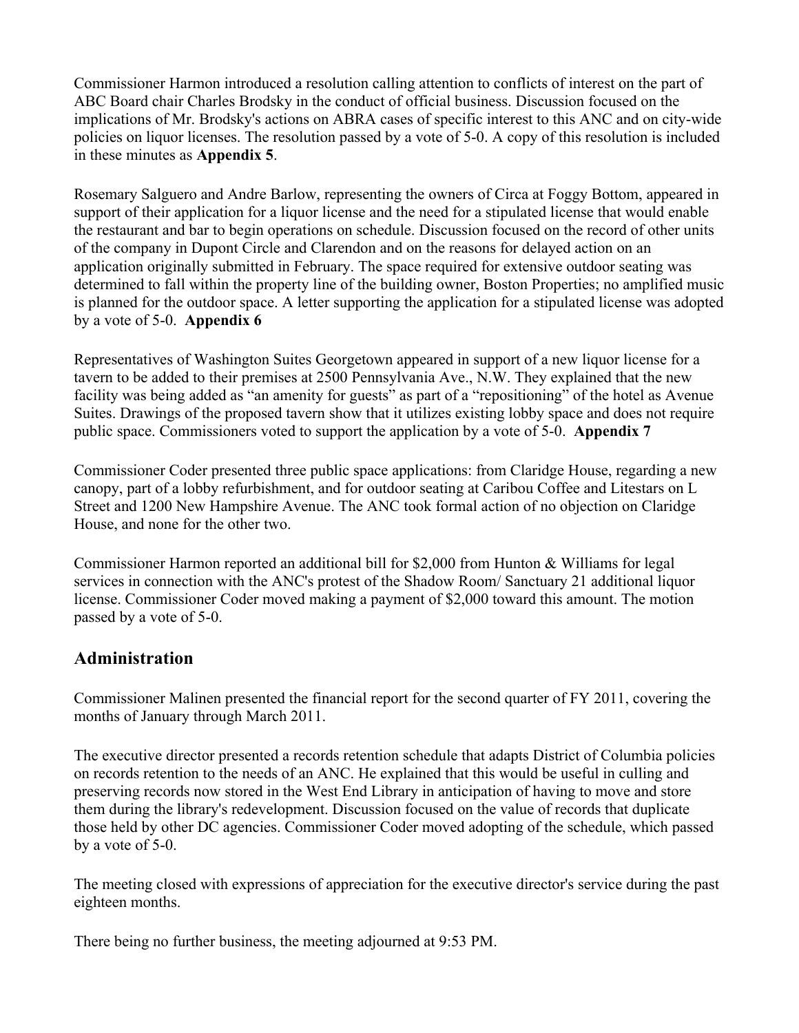Commissioner Harmon introduced a resolution calling attention to conflicts of interest on the part of ABC Board chair Charles Brodsky in the conduct of official business. Discussion focused on the implications of Mr. Brodsky's actions on ABRA cases of specific interest to this ANC and on city-wide policies on liquor licenses. The resolution passed by a vote of 5-0. A copy of this resolution is included in these minutes as **Appendix 5**.

Rosemary Salguero and Andre Barlow, representing the owners of Circa at Foggy Bottom, appeared in support of their application for a liquor license and the need for a stipulated license that would enable the restaurant and bar to begin operations on schedule. Discussion focused on the record of other units of the company in Dupont Circle and Clarendon and on the reasons for delayed action on an application originally submitted in February. The space required for extensive outdoor seating was determined to fall within the property line of the building owner, Boston Properties; no amplified music is planned for the outdoor space. A letter supporting the application for a stipulated license was adopted by a vote of 5-0. **Appendix 6**

Representatives of Washington Suites Georgetown appeared in support of a new liquor license for a tavern to be added to their premises at 2500 Pennsylvania Ave., N.W. They explained that the new facility was being added as "an amenity for guests" as part of a "repositioning" of the hotel as Avenue Suites. Drawings of the proposed tavern show that it utilizes existing lobby space and does not require public space. Commissioners voted to support the application by a vote of 5-0. **Appendix 7**

Commissioner Coder presented three public space applications: from Claridge House, regarding a new canopy, part of a lobby refurbishment, and for outdoor seating at Caribou Coffee and Litestars on L Street and 1200 New Hampshire Avenue. The ANC took formal action of no objection on Claridge House, and none for the other two.

Commissioner Harmon reported an additional bill for $2,000 from Hunton & Williams for legal services in connection with the ANC's protest of the Shadow Room/ Sanctuary 21 additional liquor license. Commissioner Coder moved making a payment of $2,000 toward this amount. The motion passed by a vote of 5-0.

## Administration

Commissioner Malinen presented the financial report for the second quarter of FY 2011, covering the months of January through March 2011.

The executive director presented a records retention schedule that adapts District of Columbia policies on records retention to the needs of an ANC. He explained that this would be useful in culling and preserving records now stored in the West End Library in anticipation of having to move and store them during the library's redevelopment. Discussion focused on the value of records that duplicate those held by other DC agencies. Commissioner Coder moved adopting of the schedule, which passed by a vote of 5-0.

The meeting closed with expressions of appreciation for the executive director's service during the past eighteen months.

There being no further business, the meeting adjourned at 9:53 PM.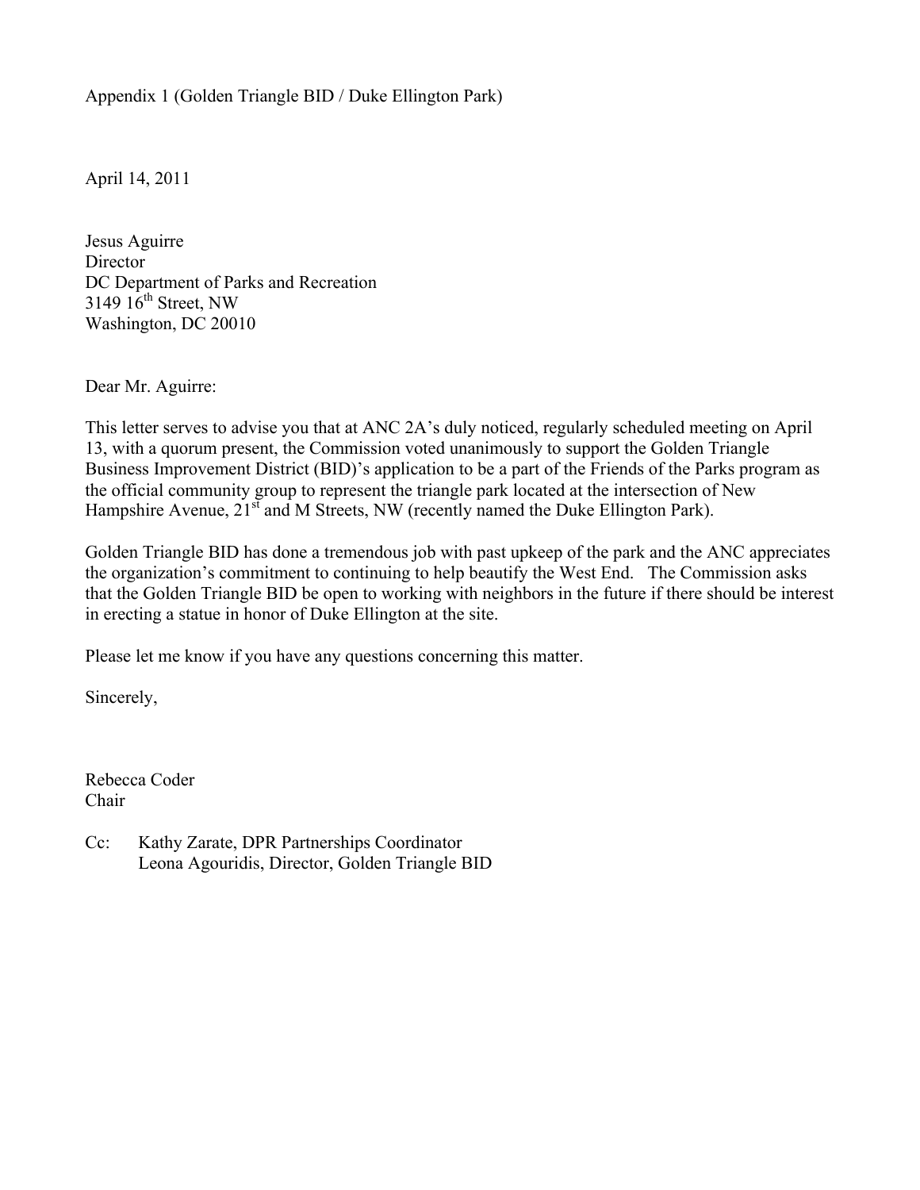Appendix 1 (Golden Triangle BID / Duke Ellington Park)

April 14, 2011

Jesus Aguirre
Director
DC Department of Parks and Recreation
3149 16th Street, NW
Washington, DC 20010

Dear Mr. Aguirre:

This letter serves to advise you that at ANC 2A's duly noticed, regularly scheduled meeting on April 13, with a quorum present, the Commission voted unanimously to support the Golden Triangle Business Improvement District (BID)'s application to be a part of the Friends of the Parks program as the official community group to represent the triangle park located at the intersection of New Hampshire Avenue, 21st and M Streets, NW (recently named the Duke Ellington Park).

Golden Triangle BID has done a tremendous job with past upkeep of the park and the ANC appreciates the organization's commitment to continuing to help beautify the West End. The Commission asks that the Golden Triangle BID be open to working with neighbors in the future if there should be interest in erecting a statue in honor of Duke Ellington at the site.

Please let me know if you have any questions concerning this matter.

Sincerely,

Rebecca Coder
Chair

Cc: Kathy Zarate, DPR Partnerships Coordinator
Leona Agouridis, Director, Golden Triangle BID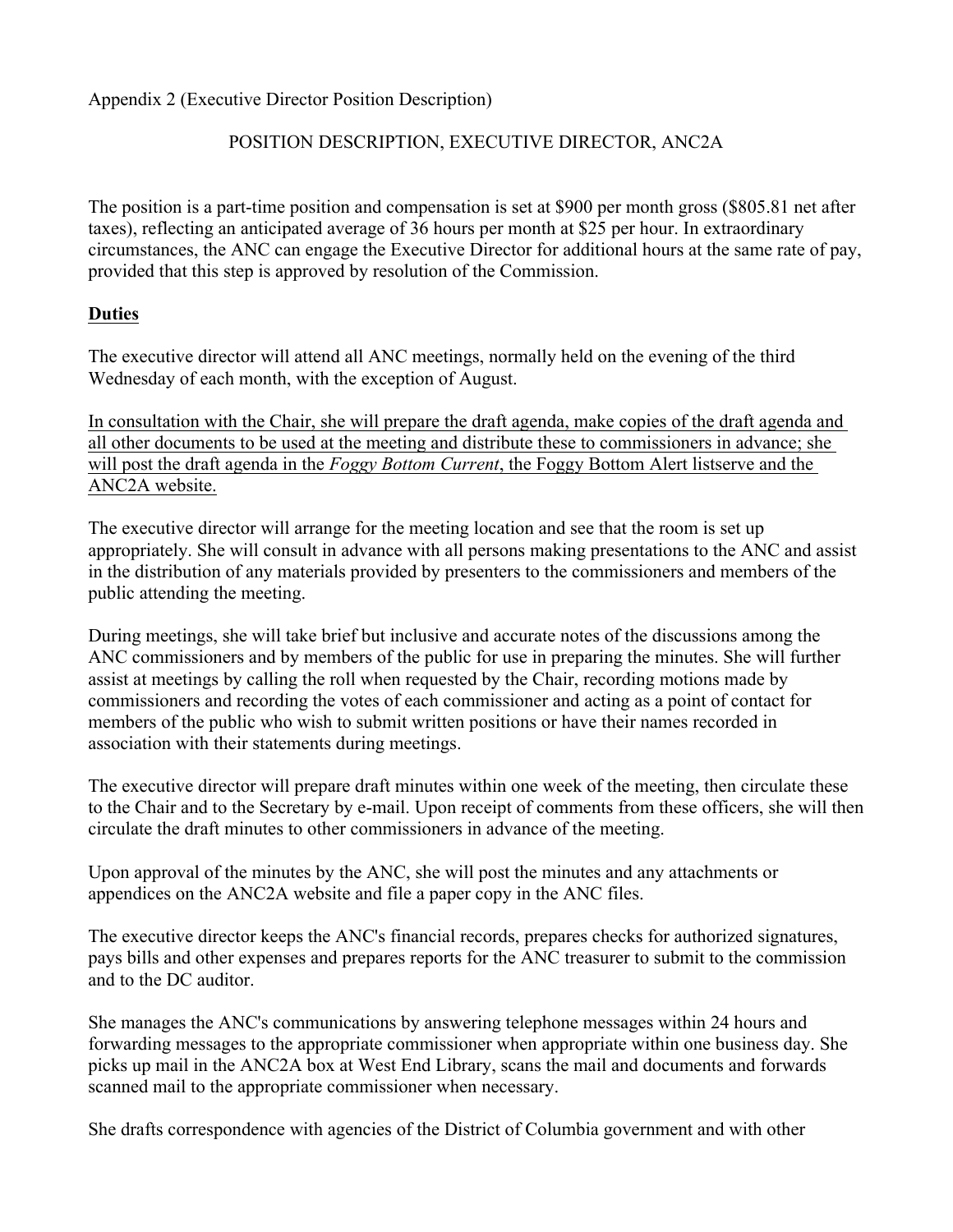Appendix 2 (Executive Director Position Description)

POSITION DESCRIPTION, EXECUTIVE DIRECTOR, ANC2A

The position is a part-time position and compensation is set at $900 per month gross ($805.81 net after taxes), reflecting an anticipated average of 36 hours per month at $25 per hour. In extraordinary circumstances, the ANC can engage the Executive Director for additional hours at the same rate of pay, provided that this step is approved by resolution of the Commission.

**Duties**

The executive director will attend all ANC meetings, normally held on the evening of the third Wednesday of each month, with the exception of August.

In consultation with the Chair, she will prepare the draft agenda, make copies of the draft agenda and all other documents to be used at the meeting and distribute these to commissioners in advance; she will post the draft agenda in the *Foggy Bottom Current*, the Foggy Bottom Alert listserve and the ANC2A website.

The executive director will arrange for the meeting location and see that the room is set up appropriately. She will consult in advance with all persons making presentations to the ANC and assist in the distribution of any materials provided by presenters to the commissioners and members of the public attending the meeting.

During meetings, she will take brief but inclusive and accurate notes of the discussions among the ANC commissioners and by members of the public for use in preparing the minutes. She will further assist at meetings by calling the roll when requested by the Chair, recording motions made by commissioners and recording the votes of each commissioner and acting as a point of contact for members of the public who wish to submit written positions or have their names recorded in association with their statements during meetings.

The executive director will prepare draft minutes within one week of the meeting, then circulate these to the Chair and to the Secretary by e-mail. Upon receipt of comments from these officers, she will then circulate the draft minutes to other commissioners in advance of the meeting.

Upon approval of the minutes by the ANC, she will post the minutes and any attachments or appendices on the ANC2A website and file a paper copy in the ANC files.

The executive director keeps the ANC's financial records, prepares checks for authorized signatures, pays bills and other expenses and prepares reports for the ANC treasurer to submit to the commission and to the DC auditor.

She manages the ANC's communications by answering telephone messages within 24 hours and forwarding messages to the appropriate commissioner when appropriate within one business day. She picks up mail in the ANC2A box at West End Library, scans the mail and documents and forwards scanned mail to the appropriate commissioner when necessary.

She drafts correspondence with agencies of the District of Columbia government and with other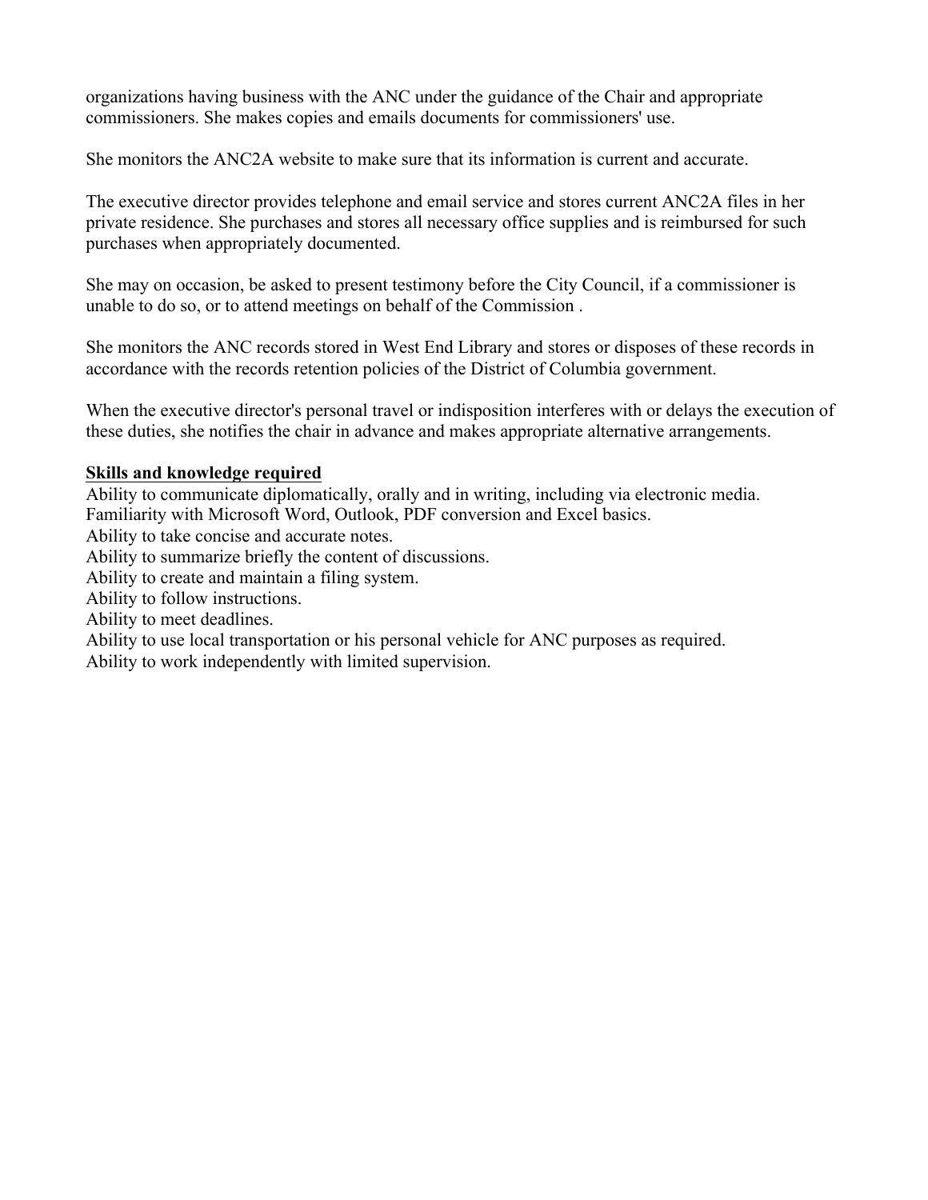organizations having business with the ANC under the guidance of the Chair and appropriate commissioners. She makes copies and emails documents for commissioners' use.

She monitors the ANC2A website to make sure that its information is current and accurate.

The executive director provides telephone and email service and stores current ANC2A files in her private residence. She purchases and stores all necessary office supplies and is reimbursed for such purchases when appropriately documented.

She may on occasion, be asked to present testimony before the City Council, if a commissioner is unable to do so, or to attend meetings on behalf of the Commission .

She monitors the ANC records stored in West End Library and stores or disposes of these records in accordance with the records retention policies of the District of Columbia government.

When the executive director's personal travel or indisposition interferes with or delays the execution of these duties, she notifies the chair in advance and makes appropriate alternative arrangements.

**Skills and knowledge required**

Ability to communicate diplomatically, orally and in writing, including via electronic media.
Familiarity with Microsoft Word, Outlook, PDF conversion and Excel basics.
Ability to take concise and accurate notes.
Ability to summarize briefly the content of discussions.
Ability to create and maintain a filing system.
Ability to follow instructions.
Ability to meet deadlines.
Ability to use local transportation or his personal vehicle for ANC purposes as required.
Ability to work independently with limited supervision.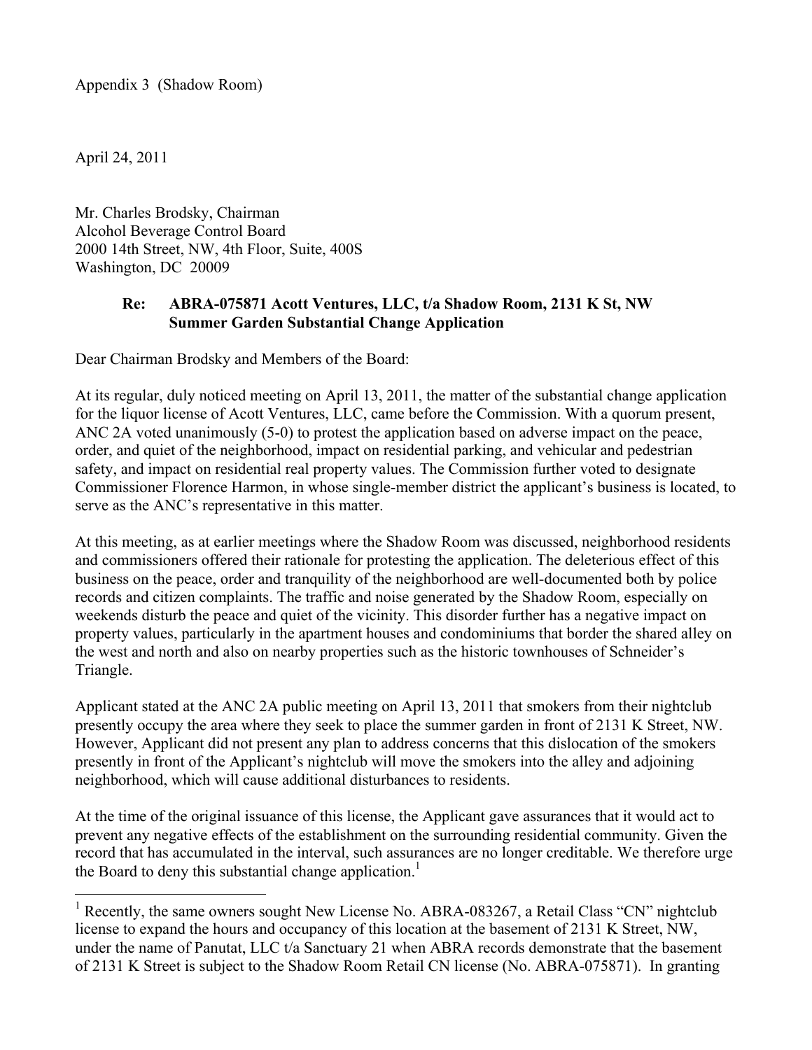Appendix 3 (Shadow Room)

April 24, 2011

Mr. Charles Brodsky, Chairman
Alcohol Beverage Control Board
2000 14th Street, NW, 4th Floor, Suite, 400S
Washington, DC 20009

**Re: ABRA-075871 Acott Ventures, LLC, t/a Shadow Room, 2131 K St, NW
Summer Garden Substantial Change Application**

Dear Chairman Brodsky and Members of the Board:

At its regular, duly noticed meeting on April 13, 2011, the matter of the substantial change application for the liquor license of Acott Ventures, LLC, came before the Commission. With a quorum present, ANC 2A voted unanimously (5-0) to protest the application based on adverse impact on the peace, order, and quiet of the neighborhood, impact on residential parking, and vehicular and pedestrian safety, and impact on residential real property values. The Commission further voted to designate Commissioner Florence Harmon, in whose single-member district the applicant's business is located, to serve as the ANC's representative in this matter.

At this meeting, as at earlier meetings where the Shadow Room was discussed, neighborhood residents and commissioners offered their rationale for protesting the application. The deleterious effect of this business on the peace, order and tranquility of the neighborhood are well-documented both by police records and citizen complaints. The traffic and noise generated by the Shadow Room, especially on weekends disturb the peace and quiet of the vicinity. This disorder further has a negative impact on property values, particularly in the apartment houses and condominiums that border the shared alley on the west and north and also on nearby properties such as the historic townhouses of Schneider's Triangle.

Applicant stated at the ANC 2A public meeting on April 13, 2011 that smokers from their nightclub presently occupy the area where they seek to place the summer garden in front of 2131 K Street, NW. However, Applicant did not present any plan to address concerns that this dislocation of the smokers presently in front of the Applicant's nightclub will move the smokers into the alley and adjoining neighborhood, which will cause additional disturbances to residents.

At the time of the original issuance of this license, the Applicant gave assurances that it would act to prevent any negative effects of the establishment on the surrounding residential community. Given the record that has accumulated in the interval, such assurances are no longer creditable. We therefore urge the Board to deny this substantial change application.[1]

---

[1] Recently, the same owners sought New License No. ABRA-083267, a Retail Class "CN" nightclub license to expand the hours and occupancy of this location at the basement of 2131 K Street, NW, under the name of Panutat, LLC t/a Sanctuary 21 when ABRA records demonstrate that the basement of 2131 K Street is subject to the Shadow Room Retail CN license (No. ABRA-075871). In granting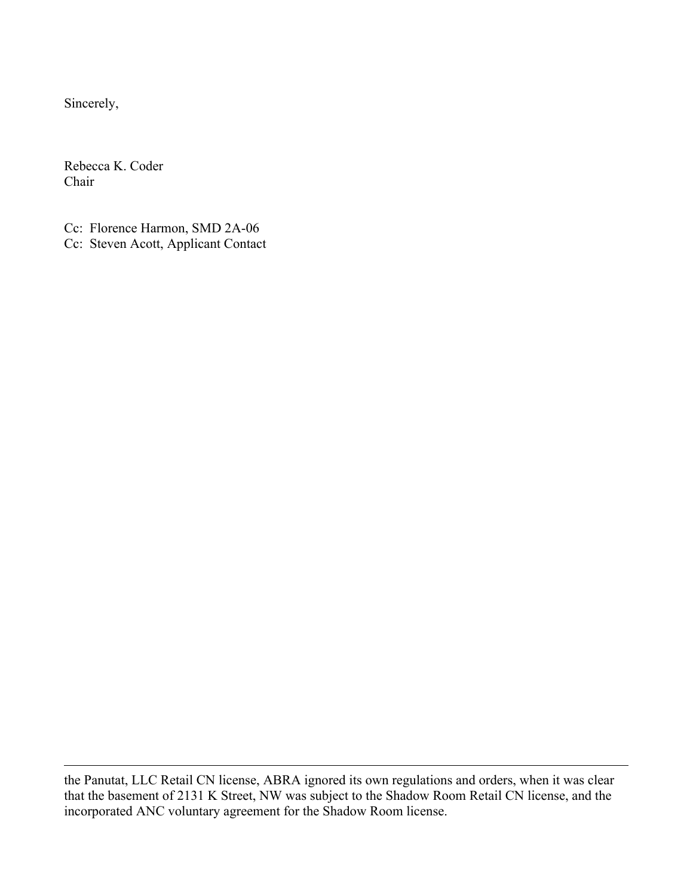Sincerely,

Rebecca K. Coder
Chair

Cc: Florence Harmon, SMD 2A-06
Cc: Steven Acott, Applicant Contact

---

the Panutat, LLC Retail CN license, ABRA ignored its own regulations and orders, when it was clear that the basement of 2131 K Street, NW was subject to the Shadow Room Retail CN license, and the incorporated ANC voluntary agreement for the Shadow Room license.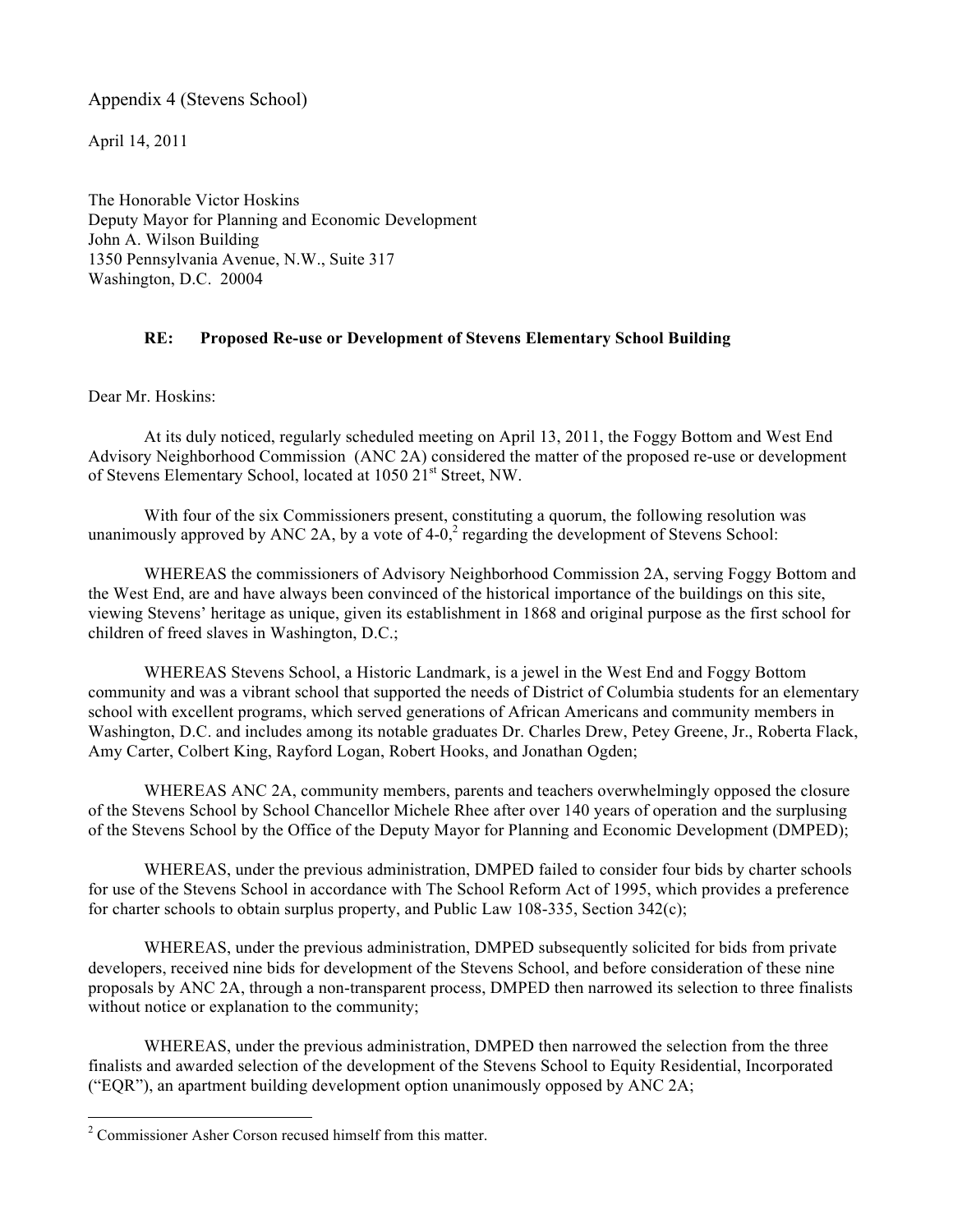Appendix 4 (Stevens School)

April 14, 2011

The Honorable Victor Hoskins
Deputy Mayor for Planning and Economic Development
John A. Wilson Building
1350 Pennsylvania Avenue, N.W., Suite 317
Washington, D.C. 20004

**RE: Proposed Re-use or Development of Stevens Elementary School Building**

Dear Mr. Hoskins:

At its duly noticed, regularly scheduled meeting on April 13, 2011, the Foggy Bottom and West End Advisory Neighborhood Commission (ANC 2A) considered the matter of the proposed re-use or development of Stevens Elementary School, located at 1050 21st Street, NW.

With four of the six Commissioners present, constituting a quorum, the following resolution was unanimously approved by ANC 2A, by a vote of 4-0,[2] regarding the development of Stevens School:

WHEREAS the commissioners of Advisory Neighborhood Commission 2A, serving Foggy Bottom and the West End, are and have always been convinced of the historical importance of the buildings on this site, viewing Stevens' heritage as unique, given its establishment in 1868 and original purpose as the first school for children of freed slaves in Washington, D.C.;

WHEREAS Stevens School, a Historic Landmark, is a jewel in the West End and Foggy Bottom community and was a vibrant school that supported the needs of District of Columbia students for an elementary school with excellent programs, which served generations of African Americans and community members in Washington, D.C. and includes among its notable graduates Dr. Charles Drew, Petey Greene, Jr., Roberta Flack, Amy Carter, Colbert King, Rayford Logan, Robert Hooks, and Jonathan Ogden;

WHEREAS ANC 2A, community members, parents and teachers overwhelmingly opposed the closure of the Stevens School by School Chancellor Michele Rhee after over 140 years of operation and the surplusing of the Stevens School by the Office of the Deputy Mayor for Planning and Economic Development (DMPED);

WHEREAS, under the previous administration, DMPED failed to consider four bids by charter schools for use of the Stevens School in accordance with The School Reform Act of 1995, which provides a preference for charter schools to obtain surplus property, and Public Law 108-335, Section 342(c);

WHEREAS, under the previous administration, DMPED subsequently solicited for bids from private developers, received nine bids for development of the Stevens School, and before consideration of these nine proposals by ANC 2A, through a non-transparent process, DMPED then narrowed its selection to three finalists without notice or explanation to the community;

WHEREAS, under the previous administration, DMPED then narrowed the selection from the three finalists and awarded selection of the development of the Stevens School to Equity Residential, Incorporated ("EQR"), an apartment building development option unanimously opposed by ANC 2A;

[2] Commissioner Asher Corson recused himself from this matter.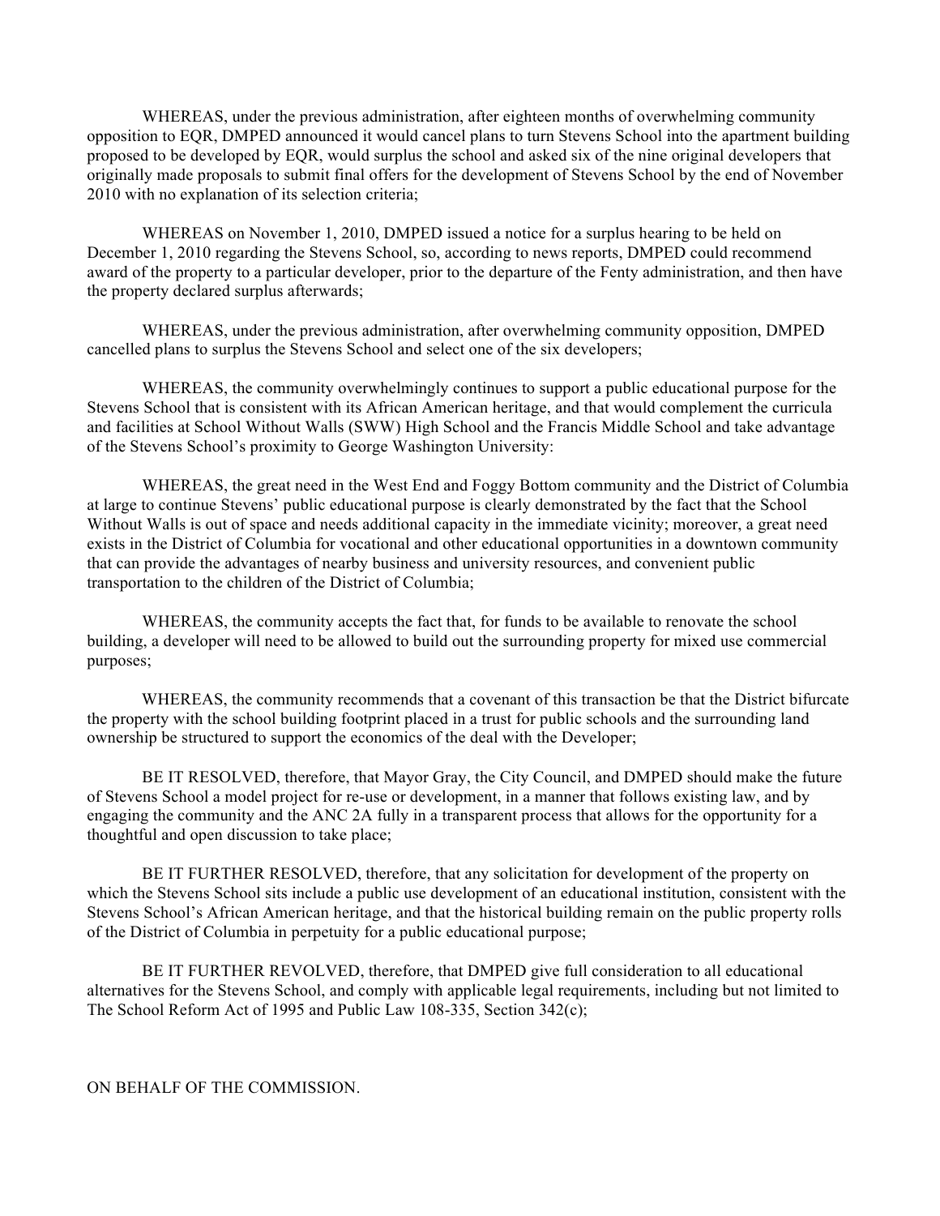WHEREAS, under the previous administration, after eighteen months of overwhelming community opposition to EQR, DMPED announced it would cancel plans to turn Stevens School into the apartment building proposed to be developed by EQR, would surplus the school and asked six of the nine original developers that originally made proposals to submit final offers for the development of Stevens School by the end of November 2010 with no explanation of its selection criteria;

WHEREAS on November 1, 2010, DMPED issued a notice for a surplus hearing to be held on December 1, 2010 regarding the Stevens School, so, according to news reports, DMPED could recommend award of the property to a particular developer, prior to the departure of the Fenty administration, and then have the property declared surplus afterwards;

WHEREAS, under the previous administration, after overwhelming community opposition, DMPED cancelled plans to surplus the Stevens School and select one of the six developers;

WHEREAS, the community overwhelmingly continues to support a public educational purpose for the Stevens School that is consistent with its African American heritage, and that would complement the curricula and facilities at School Without Walls (SWW) High School and the Francis Middle School and take advantage of the Stevens School's proximity to George Washington University:

WHEREAS, the great need in the West End and Foggy Bottom community and the District of Columbia at large to continue Stevens' public educational purpose is clearly demonstrated by the fact that the School Without Walls is out of space and needs additional capacity in the immediate vicinity; moreover, a great need exists in the District of Columbia for vocational and other educational opportunities in a downtown community that can provide the advantages of nearby business and university resources, and convenient public transportation to the children of the District of Columbia;

WHEREAS, the community accepts the fact that, for funds to be available to renovate the school building, a developer will need to be allowed to build out the surrounding property for mixed use commercial purposes;

WHEREAS, the community recommends that a covenant of this transaction be that the District bifurcate the property with the school building footprint placed in a trust for public schools and the surrounding land ownership be structured to support the economics of the deal with the Developer;

BE IT RESOLVED, therefore, that Mayor Gray, the City Council, and DMPED should make the future of Stevens School a model project for re-use or development, in a manner that follows existing law, and by engaging the community and the ANC 2A fully in a transparent process that allows for the opportunity for a thoughtful and open discussion to take place;

BE IT FURTHER RESOLVED, therefore, that any solicitation for development of the property on which the Stevens School sits include a public use development of an educational institution, consistent with the Stevens School's African American heritage, and that the historical building remain on the public property rolls of the District of Columbia in perpetuity for a public educational purpose;

BE IT FURTHER REVOLVED, therefore, that DMPED give full consideration to all educational alternatives for the Stevens School, and comply with applicable legal requirements, including but not limited to The School Reform Act of 1995 and Public Law 108-335, Section 342(c);

ON BEHALF OF THE COMMISSION.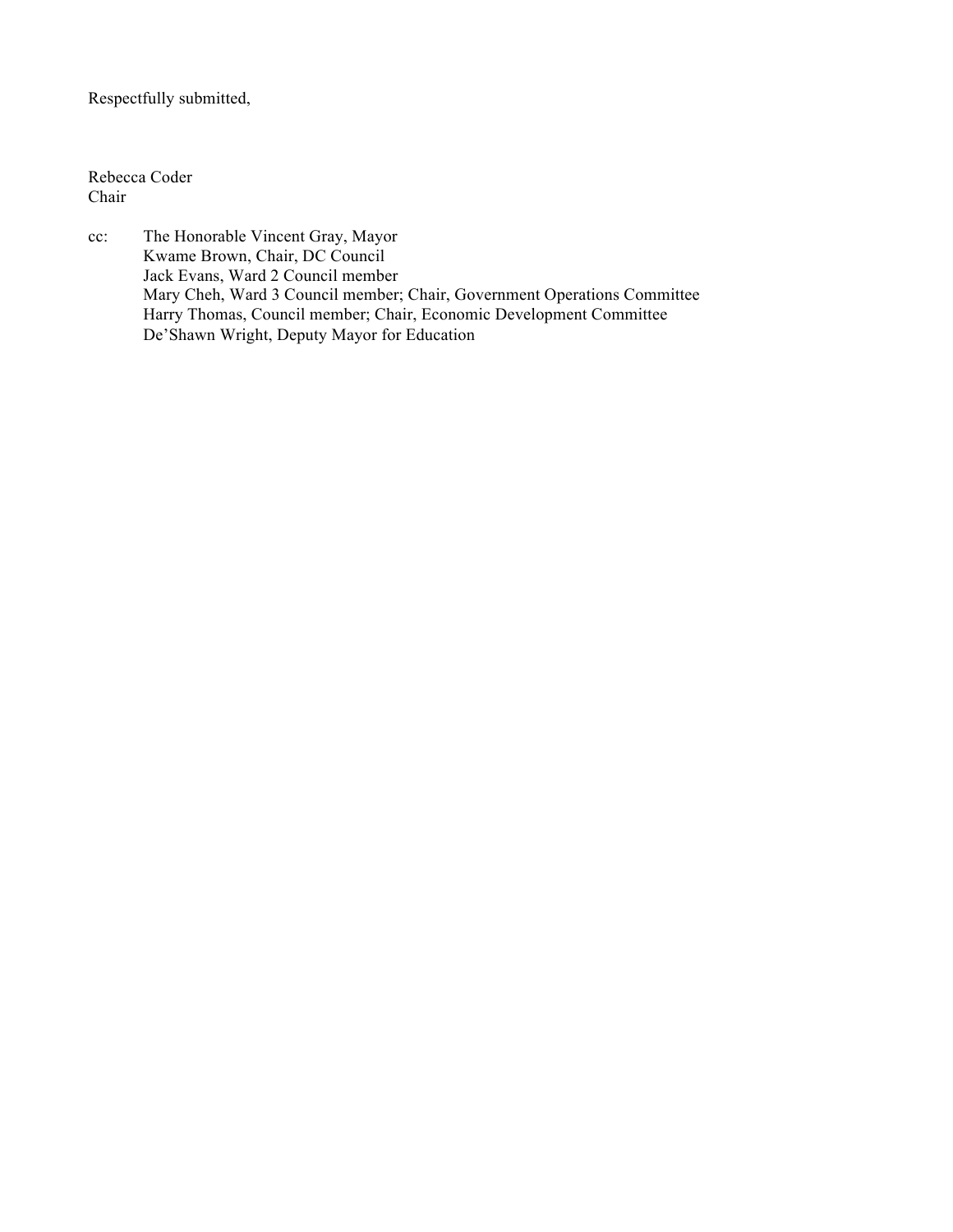Respectfully submitted,

Rebecca Coder
Chair

cc: The Honorable Vincent Gray, Mayor
Kwame Brown, Chair, DC Council
Jack Evans, Ward 2 Council member
Mary Cheh, Ward 3 Council member; Chair, Government Operations Committee
Harry Thomas, Council member; Chair, Economic Development Committee
De'Shawn Wright, Deputy Mayor for Education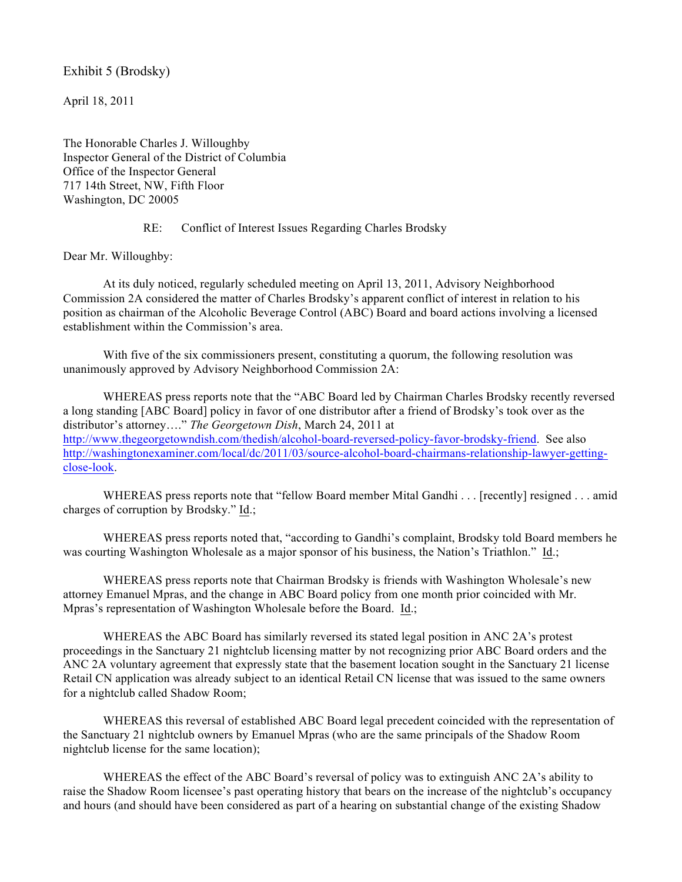Exhibit 5 (Brodsky)

April 18, 2011

The Honorable Charles J. Willoughby
Inspector General of the District of Columbia
Office of the Inspector General
717 14th Street, NW, Fifth Floor
Washington, DC 20005

RE: Conflict of Interest Issues Regarding Charles Brodsky

Dear Mr. Willoughby:

At its duly noticed, regularly scheduled meeting on April 13, 2011, Advisory Neighborhood Commission 2A considered the matter of Charles Brodsky's apparent conflict of interest in relation to his position as chairman of the Alcoholic Beverage Control (ABC) Board and board actions involving a licensed establishment within the Commission's area.

With five of the six commissioners present, constituting a quorum, the following resolution was unanimously approved by Advisory Neighborhood Commission 2A:

WHEREAS press reports note that the "ABC Board led by Chairman Charles Brodsky recently reversed a long standing [ABC Board] policy in favor of one distributor after a friend of Brodsky's took over as the distributor's attorney…." *The Georgetown Dish*, March 24, 2011 at http://www.thegeorgetowndish.com/thedish/alcohol-board-reversed-policy-favor-brodsky-friend. See also http://washingtonexaminer.com/local/dc/2011/03/source-alcohol-board-chairmans-relationship-lawyer-getting-close-look.

WHEREAS press reports note that "fellow Board member Mital Gandhi . . . [recently] resigned . . . amid charges of corruption by Brodsky." Id.;

WHEREAS press reports noted that, "according to Gandhi's complaint, Brodsky told Board members he was courting Washington Wholesale as a major sponsor of his business, the Nation's Triathlon." Id.;

WHEREAS press reports note that Chairman Brodsky is friends with Washington Wholesale's new attorney Emanuel Mpras, and the change in ABC Board policy from one month prior coincided with Mr. Mpras's representation of Washington Wholesale before the Board. Id.;

WHEREAS the ABC Board has similarly reversed its stated legal position in ANC 2A's protest proceedings in the Sanctuary 21 nightclub licensing matter by not recognizing prior ABC Board orders and the ANC 2A voluntary agreement that expressly state that the basement location sought in the Sanctuary 21 license Retail CN application was already subject to an identical Retail CN license that was issued to the same owners for a nightclub called Shadow Room;

WHEREAS this reversal of established ABC Board legal precedent coincided with the representation of the Sanctuary 21 nightclub owners by Emanuel Mpras (who are the same principals of the Shadow Room nightclub license for the same location);

WHEREAS the effect of the ABC Board's reversal of policy was to extinguish ANC 2A's ability to raise the Shadow Room licensee's past operating history that bears on the increase of the nightclub's occupancy and hours (and should have been considered as part of a hearing on substantial change of the existing Shadow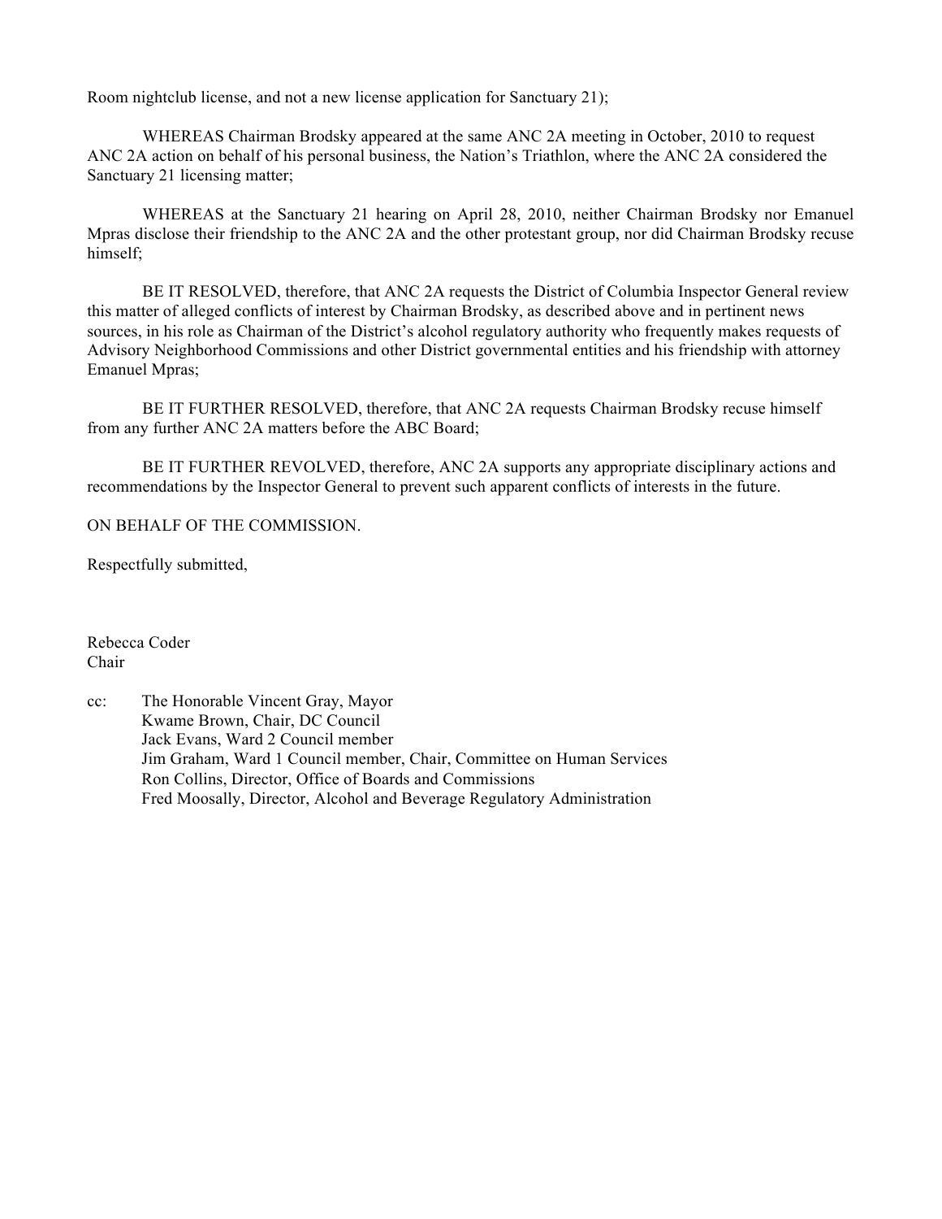Room nightclub license, and not a new license application for Sanctuary 21);

WHEREAS Chairman Brodsky appeared at the same ANC 2A meeting in October, 2010 to request ANC 2A action on behalf of his personal business, the Nation's Triathlon, where the ANC 2A considered the Sanctuary 21 licensing matter;

WHEREAS at the Sanctuary 21 hearing on April 28, 2010, neither Chairman Brodsky nor Emanuel Mpras disclose their friendship to the ANC 2A and the other protestant group, nor did Chairman Brodsky recuse himself;

BE IT RESOLVED, therefore, that ANC 2A requests the District of Columbia Inspector General review this matter of alleged conflicts of interest by Chairman Brodsky, as described above and in pertinent news sources, in his role as Chairman of the District's alcohol regulatory authority who frequently makes requests of Advisory Neighborhood Commissions and other District governmental entities and his friendship with attorney Emanuel Mpras;

BE IT FURTHER RESOLVED, therefore, that ANC 2A requests Chairman Brodsky recuse himself from any further ANC 2A matters before the ABC Board;

BE IT FURTHER REVOLVED, therefore, ANC 2A supports any appropriate disciplinary actions and recommendations by the Inspector General to prevent such apparent conflicts of interests in the future.

ON BEHALF OF THE COMMISSION.

Respectfully submitted,

Rebecca Coder
Chair

cc: The Honorable Vincent Gray, Mayor
Kwame Brown, Chair, DC Council
Jack Evans, Ward 2 Council member
Jim Graham, Ward 1 Council member, Chair, Committee on Human Services
Ron Collins, Director, Office of Boards and Commissions
Fred Moosally, Director, Alcohol and Beverage Regulatory Administration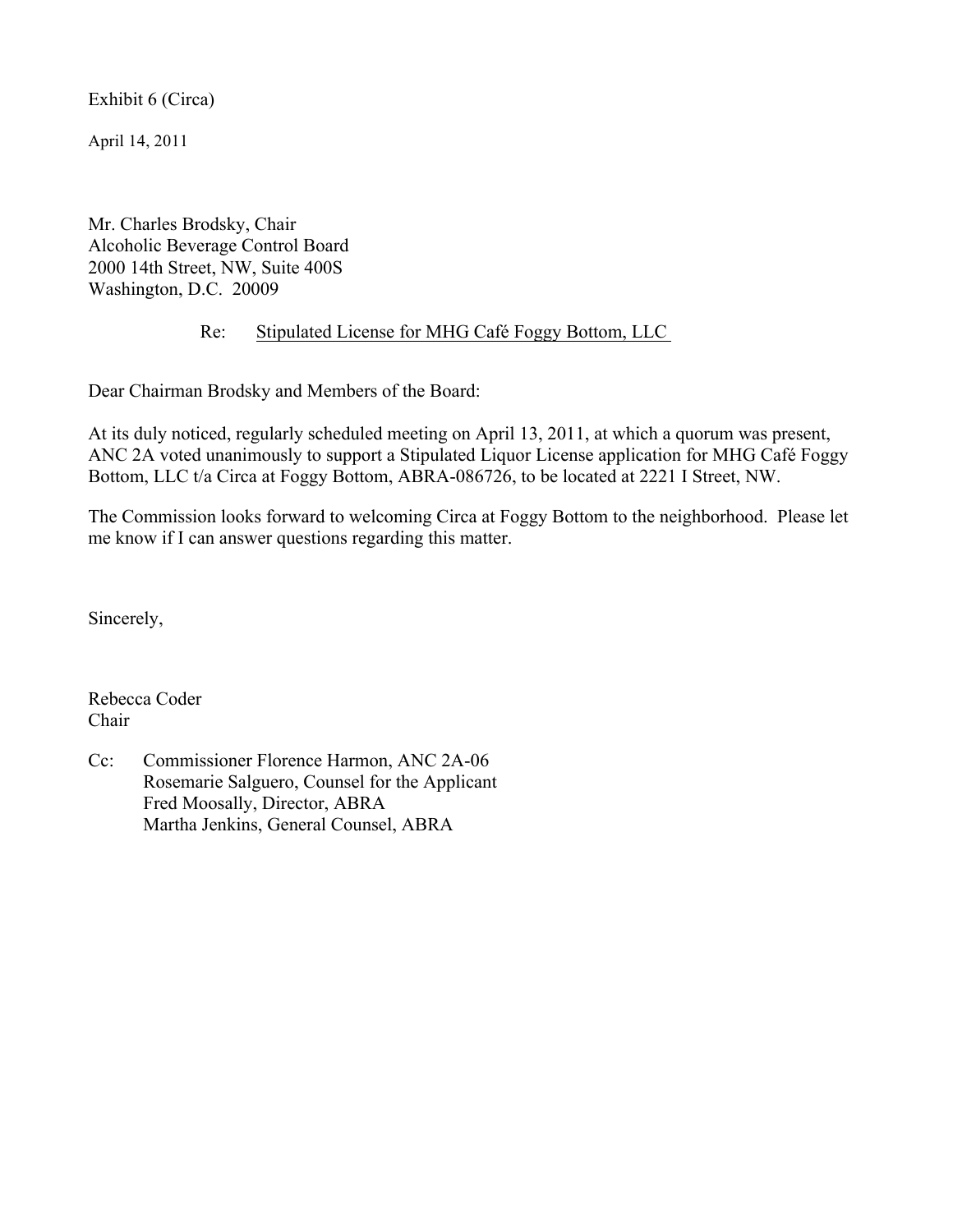Exhibit 6 (Circa)

April 14, 2011

Mr. Charles Brodsky, Chair
Alcoholic Beverage Control Board
2000 14th Street, NW, Suite 400S
Washington, D.C. 20009

Re: Stipulated License for MHG Café Foggy Bottom, LLC

Dear Chairman Brodsky and Members of the Board:

At its duly noticed, regularly scheduled meeting on April 13, 2011, at which a quorum was present, ANC 2A voted unanimously to support a Stipulated Liquor License application for MHG Café Foggy Bottom, LLC t/a Circa at Foggy Bottom, ABRA-086726, to be located at 2221 I Street, NW.

The Commission looks forward to welcoming Circa at Foggy Bottom to the neighborhood. Please let me know if I can answer questions regarding this matter.

Sincerely,

Rebecca Coder
Chair

Cc: Commissioner Florence Harmon, ANC 2A-06
Rosemarie Salguero, Counsel for the Applicant
Fred Moosally, Director, ABRA
Martha Jenkins, General Counsel, ABRA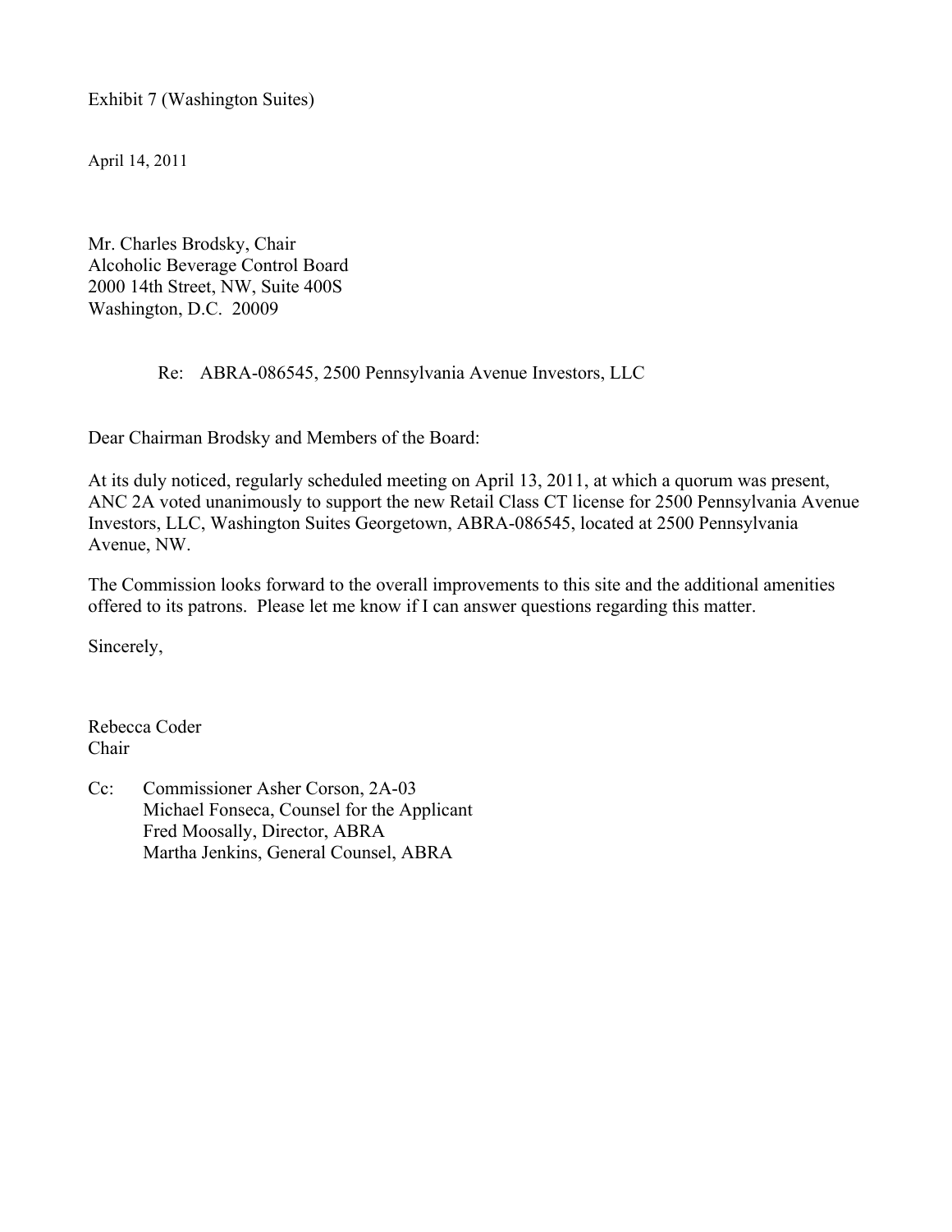Exhibit 7 (Washington Suites)

April 14, 2011

Mr. Charles Brodsky, Chair
Alcoholic Beverage Control Board
2000 14th Street, NW, Suite 400S
Washington, D.C. 20009

Re: ABRA-086545, 2500 Pennsylvania Avenue Investors, LLC

Dear Chairman Brodsky and Members of the Board:

At its duly noticed, regularly scheduled meeting on April 13, 2011, at which a quorum was present, ANC 2A voted unanimously to support the new Retail Class CT license for 2500 Pennsylvania Avenue Investors, LLC, Washington Suites Georgetown, ABRA-086545, located at 2500 Pennsylvania Avenue, NW.

The Commission looks forward to the overall improvements to this site and the additional amenities offered to its patrons. Please let me know if I can answer questions regarding this matter.

Sincerely,

Rebecca Coder
Chair

Cc: Commissioner Asher Corson, 2A-03
Michael Fonseca, Counsel for the Applicant
Fred Moosally, Director, ABRA
Martha Jenkins, General Counsel, ABRA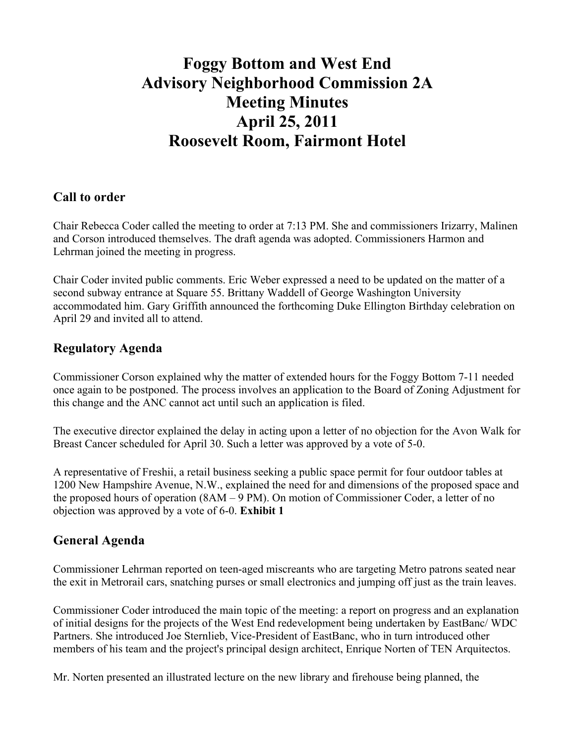# Foggy Bottom and West End Advisory Neighborhood Commission 2A Meeting Minutes April 25, 2011 Roosevelt Room, Fairmont Hotel

## Call to order

Chair Rebecca Coder called the meeting to order at 7:13 PM. She and commissioners Irizarry, Malinen and Corson introduced themselves. The draft agenda was adopted. Commissioners Harmon and Lehrman joined the meeting in progress.

Chair Coder invited public comments. Eric Weber expressed a need to be updated on the matter of a second subway entrance at Square 55. Brittany Waddell of George Washington University accommodated him. Gary Griffith announced the forthcoming Duke Ellington Birthday celebration on April 29 and invited all to attend.

## Regulatory Agenda

Commissioner Corson explained why the matter of extended hours for the Foggy Bottom 7-11 needed once again to be postponed. The process involves an application to the Board of Zoning Adjustment for this change and the ANC cannot act until such an application is filed.

The executive director explained the delay in acting upon a letter of no objection for the Avon Walk for Breast Cancer scheduled for April 30. Such a letter was approved by a vote of 5-0.

A representative of Freshii, a retail business seeking a public space permit for four outdoor tables at 1200 New Hampshire Avenue, N.W., explained the need for and dimensions of the proposed space and the proposed hours of operation (8AM – 9 PM). On motion of Commissioner Coder, a letter of no objection was approved by a vote of 6-0. **Exhibit 1**

## General Agenda

Commissioner Lehrman reported on teen-aged miscreants who are targeting Metro patrons seated near the exit in Metrorail cars, snatching purses or small electronics and jumping off just as the train leaves.

Commissioner Coder introduced the main topic of the meeting: a report on progress and an explanation of initial designs for the projects of the West End redevelopment being undertaken by EastBanc/ WDC Partners. She introduced Joe Sternlieb, Vice-President of EastBanc, who in turn introduced other members of his team and the project's principal design architect, Enrique Norten of TEN Arquitectos.

Mr. Norten presented an illustrated lecture on the new library and firehouse being planned, the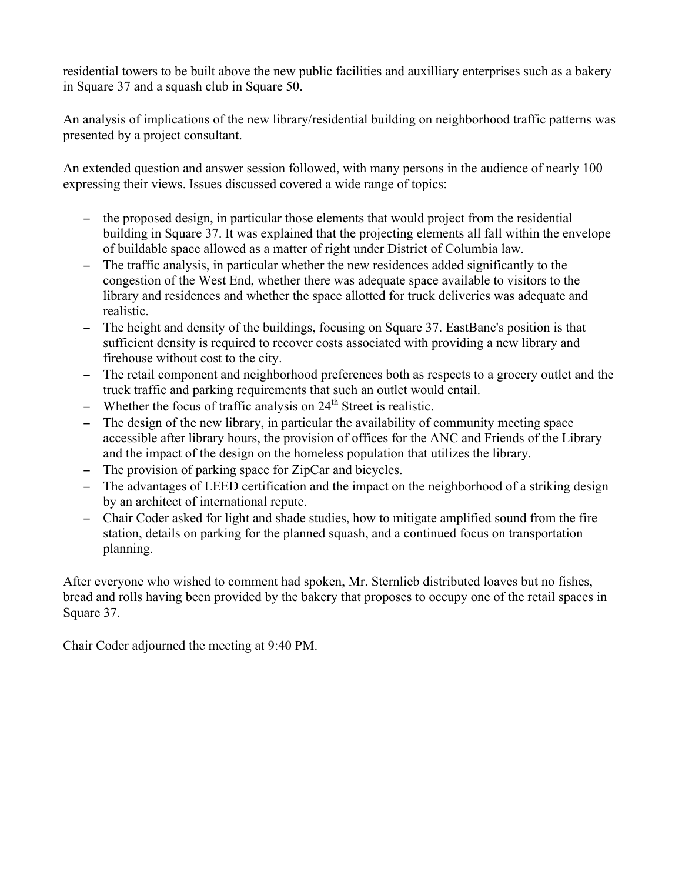residential towers to be built above the new public facilities and auxilliary enterprises such as a bakery in Square 37 and a squash club in Square 50.

An analysis of implications of the new library/residential building on neighborhood traffic patterns was presented by a project consultant.

An extended question and answer session followed, with many persons in the audience of nearly 100 expressing their views. Issues discussed covered a wide range of topics:

- the proposed design, in particular those elements that would project from the residential building in Square 37. It was explained that the projecting elements all fall within the envelope of buildable space allowed as a matter of right under District of Columbia law.
- The traffic analysis, in particular whether the new residences added significantly to the congestion of the West End, whether there was adequate space available to visitors to the library and residences and whether the space allotted for truck deliveries was adequate and realistic.
- The height and density of the buildings, focusing on Square 37. EastBanc's position is that sufficient density is required to recover costs associated with providing a new library and firehouse without cost to the city.
- The retail component and neighborhood preferences both as respects to a grocery outlet and the truck traffic and parking requirements that such an outlet would entail.
- Whether the focus of traffic analysis on 24th Street is realistic.
- The design of the new library, in particular the availability of community meeting space accessible after library hours, the provision of offices for the ANC and Friends of the Library and the impact of the design on the homeless population that utilizes the library.
- The provision of parking space for ZipCar and bicycles.
- The advantages of LEED certification and the impact on the neighborhood of a striking design by an architect of international repute.
- Chair Coder asked for light and shade studies, how to mitigate amplified sound from the fire station, details on parking for the planned squash, and a continued focus on transportation planning.

After everyone who wished to comment had spoken, Mr. Sternlieb distributed loaves but no fishes, bread and rolls having been provided by the bakery that proposes to occupy one of the retail spaces in Square 37.

Chair Coder adjourned the meeting at 9:40 PM.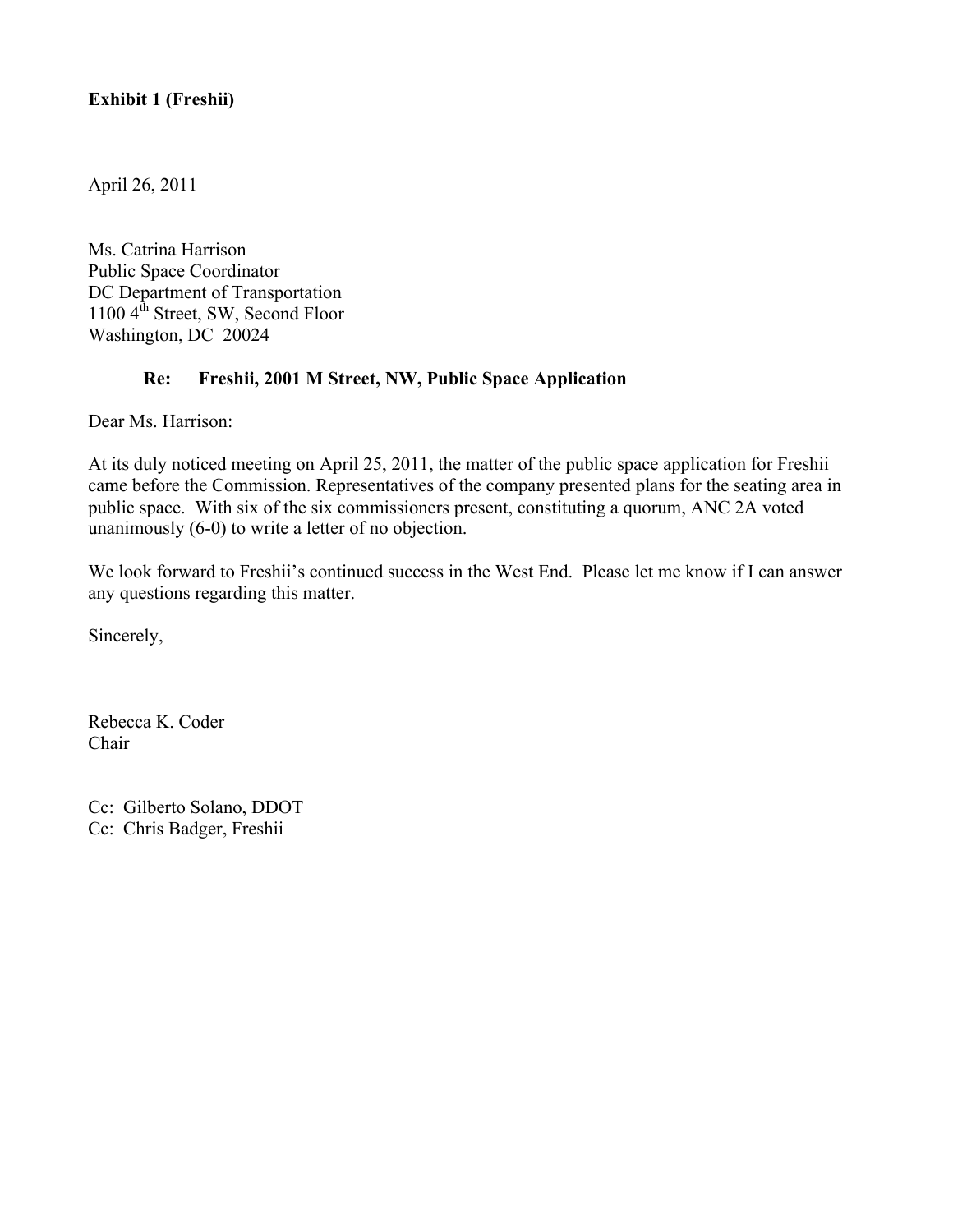**Exhibit 1 (Freshii)**

April 26, 2011

Ms. Catrina Harrison
Public Space Coordinator
DC Department of Transportation
1100 4th Street, SW, Second Floor
Washington, DC 20024

**Re: Freshii, 2001 M Street, NW, Public Space Application**

Dear Ms. Harrison:

At its duly noticed meeting on April 25, 2011, the matter of the public space application for Freshii came before the Commission. Representatives of the company presented plans for the seating area in public space. With six of the six commissioners present, constituting a quorum, ANC 2A voted unanimously (6-0) to write a letter of no objection.

We look forward to Freshii's continued success in the West End. Please let me know if I can answer any questions regarding this matter.

Sincerely,

Rebecca K. Coder
Chair

Cc: Gilberto Solano, DDOT
Cc: Chris Badger, Freshii